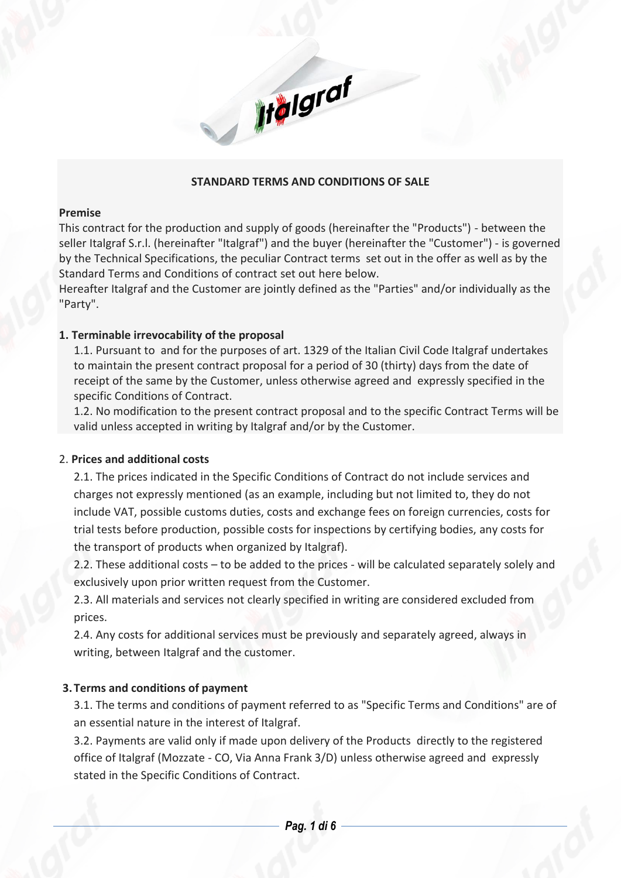**STANDARD TERMS AND CONDITIONS OF SALE**

**Premise**

This contract for the production and supply of goods (hereinafter the "Products") - between the seller Italgraf S.r.l. (hereinafter "Italgraf") and the buyer (hereinafter the "Customer") - is governed by the Technical Specifications, the peculiar Contract terms set out in the offer as well as by the Standard Terms and Conditions of contract set out here below.

Hereafter Italgraf and the Customer are jointly defined as the "Parties" and/or individually as the "Party".

**1. Terminable irrevocability of the proposal**

1.1. Pursuant to and for the purposes of art. 1329 of the Italian Civil Code Italgraf undertakes to maintain the present contract proposal for a period of 30 (thirty) days from the date of receipt of the same by the Customer, unless otherwise agreed and expressly specified in the specific Conditions of Contract.

1.2. No modification to the present contract proposal and to the specific Contract Terms will be valid unless accepted in writing by Italgraf and/or by the Customer.

2. **Prices and additional costs**

2.1. The prices indicated in the Specific Conditions of Contract do not include services and charges not expressly mentioned (as an example, including but not limited to, they do not include VAT, possible customs duties, costs and exchange fees on foreign currencies, costs for trial tests before production, possible costs for inspections by certifying bodies, any costs for the transport of products when organized by Italgraf).

2.2. These additional costs – to be added to the prices - will be calculated separately solely and exclusively upon prior written request from the Customer.

2.3. All materials and services not clearly specified in writing are considered excluded from prices.

2.4. Any costs for additional services must be previously and separately agreed, always in writing, between Italgraf and the customer.

**3. Terms and conditions of payment**

3.1. The terms and conditions of payment referred to as "Specific Terms and Conditions" are of an essential nature in the interest of Italgraf.

3.2. Payments are valid only if made upon delivery of the Products directly to the registered office of Italgraf (Mozzate - CO, Via Anna Frank 3/D) unless otherwise agreed and expressly stated in the Specific Conditions of Contract.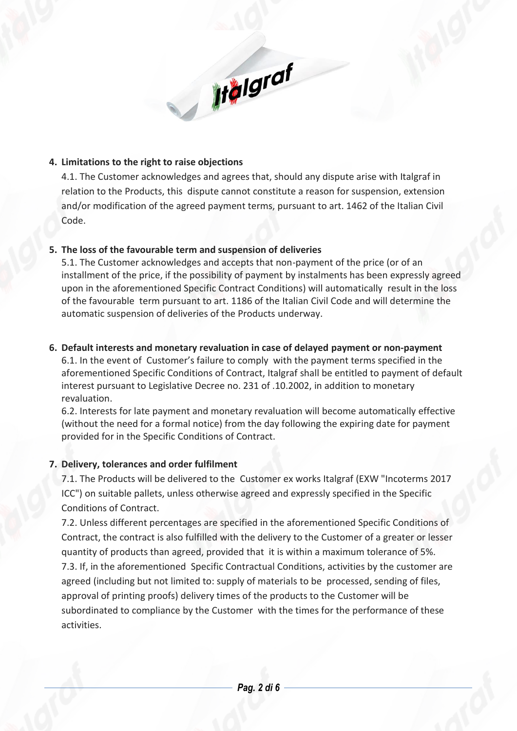## 4. Limitations to the right to raise objections

4.1. The Customer acknowledges and agrees that, should any dispute arise with Italgraf in relation to the Products, this dispute cannot constitute a reason for suspension, extension and/or modification of the agreed payment terms, pursuant to art. 1462 of the Italian Civil Code.

## 5. The loss of the favourable term and suspension of deliveries

5.1. The Customer acknowledges and accepts that non-payment of the price (or of an installment of the price, if the possibility of payment by instalments has been expressly agreed upon in the aforementioned Specific Contract Conditions) will automatically result in the loss of the favourable term pursuant to art. 1186 of the Italian Civil Code and will determine the automatic suspension of deliveries of the Products underway.

## 6. Default interests and monetary revaluation in case of delayed payment or non-payment

6.1. In the event of Customer's failure to comply with the payment terms specified in the aforementioned Specific Conditions of Contract, Italgraf shall be entitled to payment of default interest pursuant to Legislative Decree no. 231 of .10.2002, in addition to monetary revaluation.

6.2. Interests for late payment and monetary revaluation will become automatically effective (without the need for a formal notice) from the day following the expiring date for payment provided for in the Specific Conditions of Contract.

## 7. Delivery, tolerances and order fulfilment

7.1. The Products will be delivered to the Customer ex works Italgraf (EXW "Incoterms 2017 ICC") on suitable pallets, unless otherwise agreed and expressly specified in the Specific Conditions of Contract.

7.2. Unless different percentages are specified in the aforementioned Specific Conditions of Contract, the contract is also fulfilled with the delivery to the Customer of a greater or lesser quantity of products than agreed, provided that it is within a maximum tolerance of 5%.

7.3. If, in the aforementioned Specific Contractual Conditions, activities by the customer are agreed (including but not limited to: supply of materials to be processed, sending of files, approval of printing proofs) delivery times of the products to the Customer will be subordinated to compliance by the Customer with the times for the performance of these activities.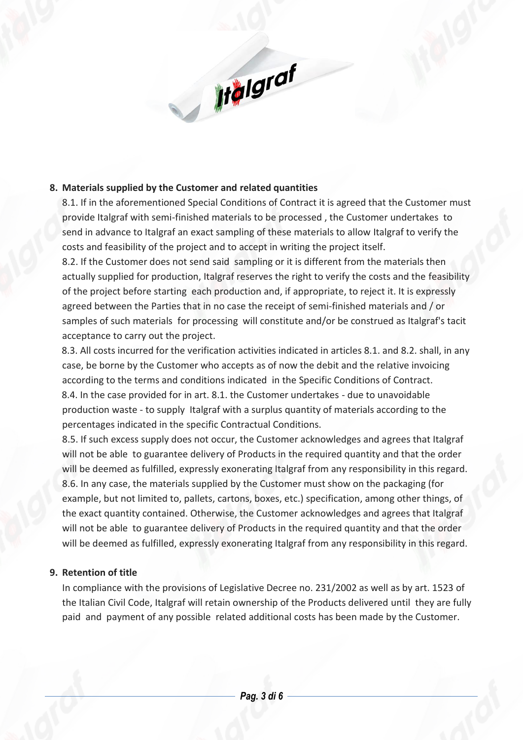## 8. Materials supplied by the Customer and related quantities

8.1. If in the aforementioned Special Conditions of Contract it is agreed that the Customer must provide Italgraf with semi-finished materials to be processed , the Customer undertakes to send in advance to Italgraf an exact sampling of these materials to allow Italgraf to verify the costs and feasibility of the project and to accept in writing the project itself.

8.2. If the Customer does not send said sampling or it is different from the materials then actually supplied for production, Italgraf reserves the right to verify the costs and the feasibility of the project before starting each production and, if appropriate, to reject it. It is expressly agreed between the Parties that in no case the receipt of semi-finished materials and / or samples of such materials for processing will constitute and/or be construed as Italgraf's tacit acceptance to carry out the project.

8.3. All costs incurred for the verification activities indicated in articles 8.1. and 8.2. shall, in any case, be borne by the Customer who accepts as of now the debit and the relative invoicing according to the terms and conditions indicated in the Specific Conditions of Contract.

8.4. In the case provided for in art. 8.1. the Customer undertakes - due to unavoidable production waste - to supply Italgraf with a surplus quantity of materials according to the percentages indicated in the specific Contractual Conditions.

8.5. If such excess supply does not occur, the Customer acknowledges and agrees that Italgraf will not be able to guarantee delivery of Products in the required quantity and that the order will be deemed as fulfilled, expressly exonerating Italgraf from any responsibility in this regard.

8.6. In any case, the materials supplied by the Customer must show on the packaging (for example, but not limited to, pallets, cartons, boxes, etc.) specification, among other things, of the exact quantity contained. Otherwise, the Customer acknowledges and agrees that Italgraf will not be able to guarantee delivery of Products in the required quantity and that the order will be deemed as fulfilled, expressly exonerating Italgraf from any responsibility in this regard.

## 9. Retention of title

In compliance with the provisions of Legislative Decree no. 231/2002 as well as by art. 1523 of the Italian Civil Code, Italgraf will retain ownership of the Products delivered until they are fully paid and payment of any possible related additional costs has been made by the Customer.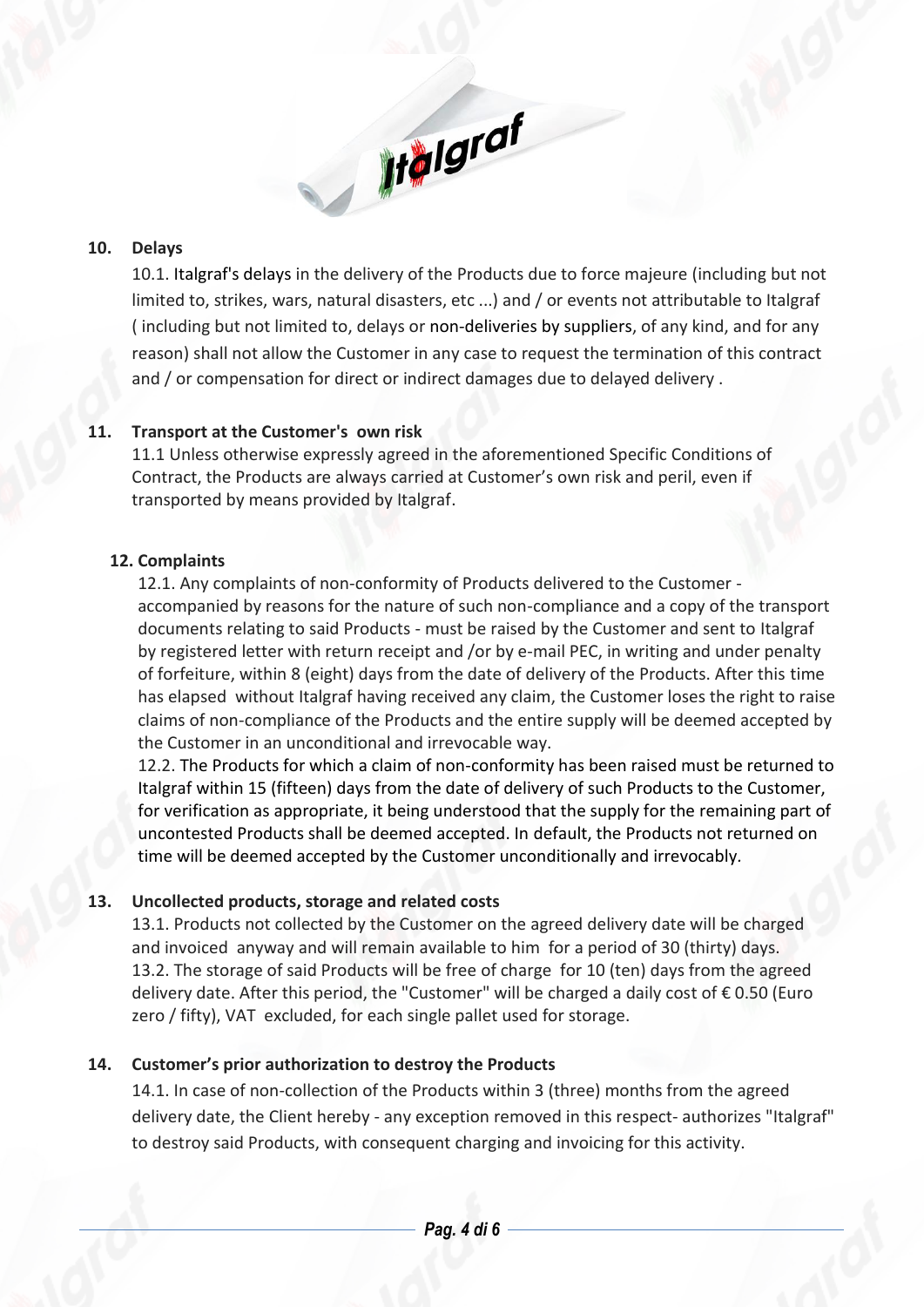## 10. Delays

10.1. Italgraf's delays in the delivery of the Products due to force majeure (including but not limited to, strikes, wars, natural disasters, etc ...) and / or events not attributable to Italgraf ( including but not limited to, delays or non-deliveries by suppliers, of any kind, and for any reason) shall not allow the Customer in any case to request the termination of this contract and / or compensation for direct or indirect damages due to delayed delivery .

## 11. Transport at the Customer's own risk

11.1 Unless otherwise expressly agreed in the aforementioned Specific Conditions of Contract, the Products are always carried at Customer's own risk and peril, even if transported by means provided by Italgraf.

## 12. Complaints

12.1. Any complaints of non-conformity of Products delivered to the Customer - accompanied by reasons for the nature of such non-compliance and a copy of the transport documents relating to said Products - must be raised by the Customer and sent to Italgraf by registered letter with return receipt and /or by e-mail PEC, in writing and under penalty of forfeiture, within 8 (eight) days from the date of delivery of the Products. After this time has elapsed without Italgraf having received any claim, the Customer loses the right to raise claims of non-compliance of the Products and the entire supply will be deemed accepted by the Customer in an unconditional and irrevocable way.

12.2. The Products for which a claim of non-conformity has been raised must be returned to Italgraf within 15 (fifteen) days from the date of delivery of such Products to the Customer, for verification as appropriate, it being understood that the supply for the remaining part of uncontested Products shall be deemed accepted. In default, the Products not returned on time will be deemed accepted by the Customer unconditionally and irrevocably.

## 13. Uncollected products, storage and related costs

13.1. Products not collected by the Customer on the agreed delivery date will be charged and invoiced anyway and will remain available to him for a period of 30 (thirty) days.

13.2. The storage of said Products will be free of charge for 10 (ten) days from the agreed delivery date. After this period, the "Customer" will be charged a daily cost of € 0.50 (Euro zero / fifty), VAT excluded, for each single pallet used for storage.

## 14. Customer's prior authorization to destroy the Products

14.1. In case of non-collection of the Products within 3 (three) months from the agreed delivery date, the Client hereby - any exception removed in this respect- authorizes "Italgraf" to destroy said Products, with consequent charging and invoicing for this activity.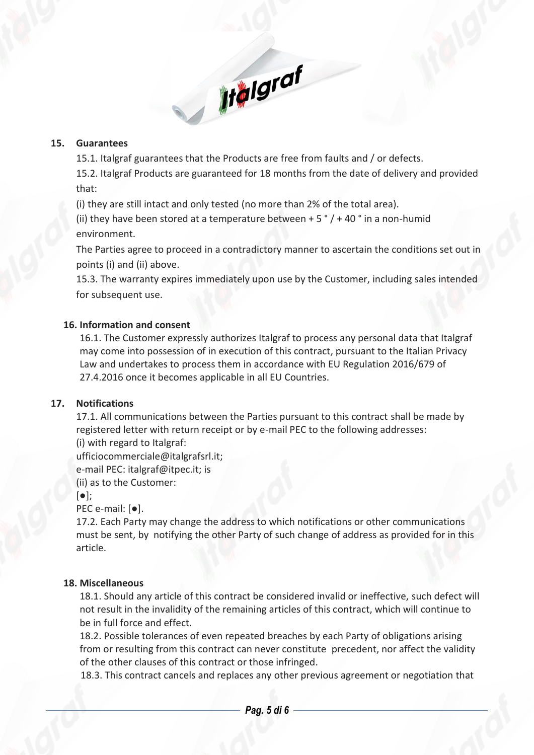## 15. Guarantees

15.1. Italgraf guarantees that the Products are free from faults and / or defects.

15.2. Italgraf Products are guaranteed for 18 months from the date of delivery and provided that:

(i) they are still intact and only tested (no more than 2% of the total area).

(ii) they have been stored at a temperature between + 5 ° / + 40 ° in a non-humid environment.

The Parties agree to proceed in a contradictory manner to ascertain the conditions set out in points (i) and (ii) above.

15.3. The warranty expires immediately upon use by the Customer, including sales intended for subsequent use.

## 16. Information and consent

16.1. The Customer expressly authorizes Italgraf to process any personal data that Italgraf may come into possession of in execution of this contract, pursuant to the Italian Privacy Law and undertakes to process them in accordance with EU Regulation 2016/679 of 27.4.2016 once it becomes applicable in all EU Countries.

## 17. Notifications

17.1. All communications between the Parties pursuant to this contract shall be made by registered letter with return receipt or by e-mail PEC to the following addresses:

(i) with regard to Italgraf:
ufficiocommerciale@italgrafsrl.it;
e-mail PEC: italgraf@itpec.it; is

(ii) as to the Customer:
[●];
PEC e-mail: [●].

17.2. Each Party may change the address to which notifications or other communications must be sent, by notifying the other Party of such change of address as provided for in this article.

## 18. Miscellaneous

18.1. Should any article of this contract be considered invalid or ineffective, such defect will not result in the invalidity of the remaining articles of this contract, which will continue to be in full force and effect.

18.2. Possible tolerances of even repeated breaches by each Party of obligations arising from or resulting from this contract can never constitute precedent, nor affect the validity of the other clauses of this contract or those infringed.

18.3. This contract cancels and replaces any other previous agreement or negotiation that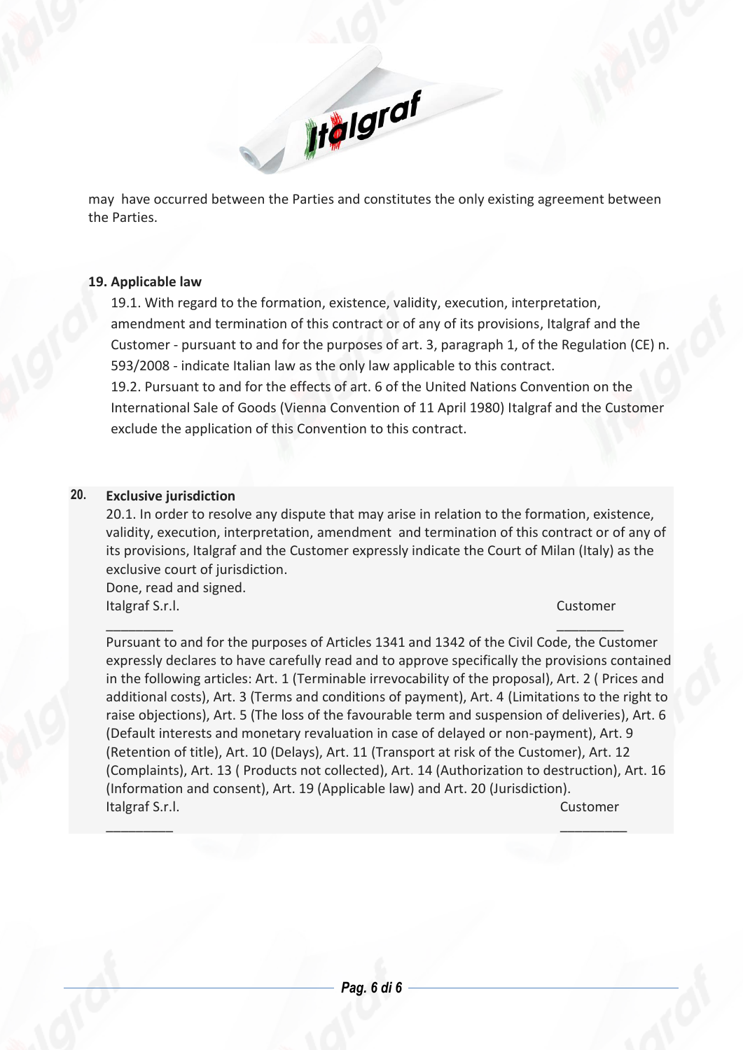may have occurred between the Parties and constitutes the only existing agreement between the Parties.

## 19. Applicable law

19.1. With regard to the formation, existence, validity, execution, interpretation, amendment and termination of this contract or of any of its provisions, Italgraf and the Customer - pursuant to and for the purposes of art. 3, paragraph 1, of the Regulation (CE) n. 593/2008 - indicate Italian law as the only law applicable to this contract.

19.2. Pursuant to and for the effects of art. 6 of the United Nations Convention on the International Sale of Goods (Vienna Convention of 11 April 1980) Italgraf and the Customer exclude the application of this Convention to this contract.

## 20. Exclusive jurisdiction

20.1. In order to resolve any dispute that may arise in relation to the formation, existence, validity, execution, interpretation, amendment and termination of this contract or of any of its provisions, Italgraf and the Customer expressly indicate the Court of Milan (Italy) as the exclusive court of jurisdiction.

Done, read and signed.

Italgraf S.r.l. Customer

_________ _________

Pursuant to and for the purposes of Articles 1341 and 1342 of the Civil Code, the Customer expressly declares to have carefully read and to approve specifically the provisions contained in the following articles: Art. 1 (Terminable irrevocability of the proposal), Art. 2 ( Prices and additional costs), Art. 3 (Terms and conditions of payment), Art. 4 (Limitations to the right to raise objections), Art. 5 (The loss of the favourable term and suspension of deliveries), Art. 6 (Default interests and monetary revaluation in case of delayed or non-payment), Art. 9 (Retention of title), Art. 10 (Delays), Art. 11 (Transport at risk of the Customer), Art. 12 (Complaints), Art. 13 ( Products not collected), Art. 14 (Authorization to destruction), Art. 16 (Information and consent), Art. 19 (Applicable law) and Art. 20 (Jurisdiction).

Italgraf S.r.l. Customer

_________ _________